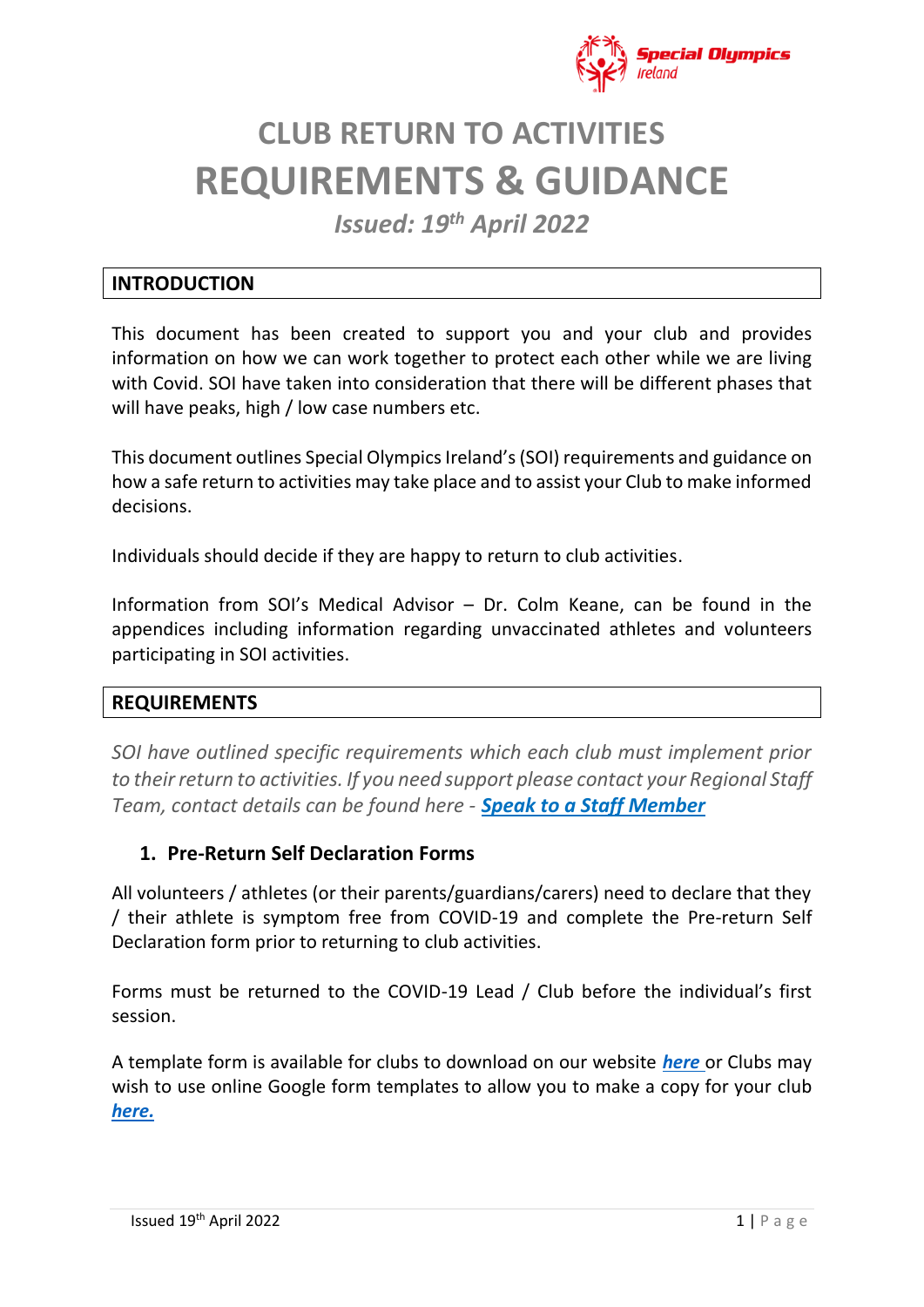# CLUB RETURN TO ACTIVITIES
# REQUIREMENTS & GUIDANCE

*Issued: 19th April 2022*

## INTRODUCTION

This document has been created to support you and your club and provides information on how we can work together to protect each other while we are living with Covid. SOI have taken into consideration that there will be different phases that will have peaks, high / low case numbers etc.

This document outlines Special Olympics Ireland's (SOI) requirements and guidance on how a safe return to activities may take place and to assist your Club to make informed decisions.

Individuals should decide if they are happy to return to club activities.

Information from SOI's Medical Advisor – Dr. Colm Keane, can be found in the appendices including information regarding unvaccinated athletes and volunteers participating in SOI activities.

## REQUIREMENTS

*SOI have outlined specific requirements which each club must implement prior to their return to activities. If you need support please contact your Regional Staff Team, contact details can be found here - **Speak to a Staff Member***

### 1. Pre-Return Self Declaration Forms

All volunteers / athletes (or their parents/guardians/carers) need to declare that they / their athlete is symptom free from COVID-19 and complete the Pre-return Self Declaration form prior to returning to club activities.

Forms must be returned to the COVID-19 Lead / Club before the individual's first session.

A template form is available for clubs to download on our website ***here*** or Clubs may wish to use online Google form templates to allow you to make a copy for your club ***here.***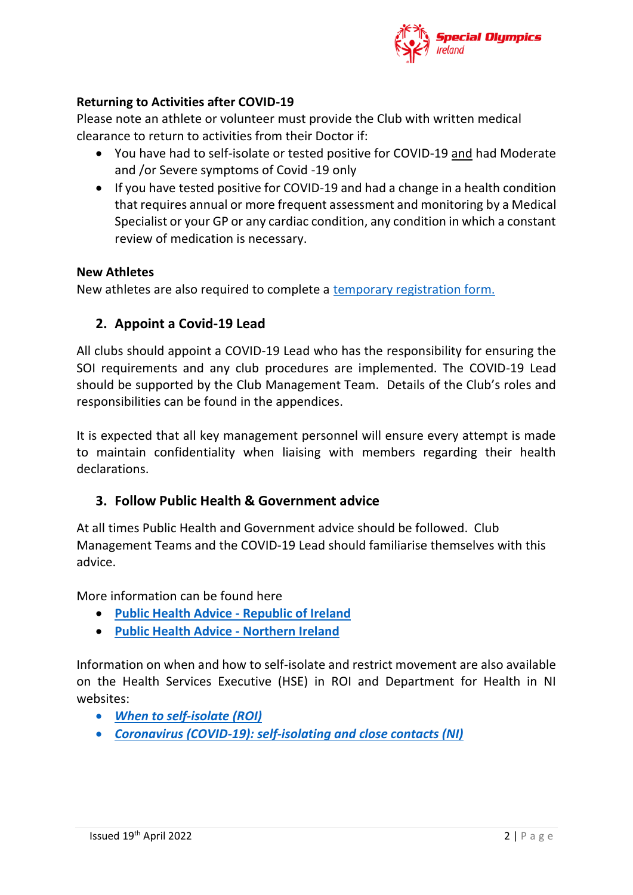**Returning to Activities after COVID-19**

Please note an athlete or volunteer must provide the Club with written medical clearance to return to activities from their Doctor if:

- You have had to self-isolate or tested positive for COVID-19 and had Moderate and /or Severe symptoms of Covid -19 only
- If you have tested positive for COVID-19 and had a change in a health condition that requires annual or more frequent assessment and monitoring by a Medical Specialist or your GP or any cardiac condition, any condition in which a constant review of medication is necessary.

**New Athletes**

New athletes are also required to complete a temporary registration form.

## 2. Appoint a Covid-19 Lead

All clubs should appoint a COVID-19 Lead who has the responsibility for ensuring the SOI requirements and any club procedures are implemented. The COVID-19 Lead should be supported by the Club Management Team. Details of the Club's roles and responsibilities can be found in the appendices.

It is expected that all key management personnel will ensure every attempt is made to maintain confidentiality when liaising with members regarding their health declarations.

## 3. Follow Public Health & Government advice

At all times Public Health and Government advice should be followed. Club Management Teams and the COVID-19 Lead should familiarise themselves with this advice.

More information can be found here

- **Public Health Advice - Republic of Ireland**
- **Public Health Advice - Northern Ireland**

Information on when and how to self-isolate and restrict movement are also available on the Health Services Executive (HSE) in ROI and Department for Health in NI websites:

- ***When to self-isolate (ROI)***
- ***Coronavirus (COVID-19): self-isolating and close contacts (NI)***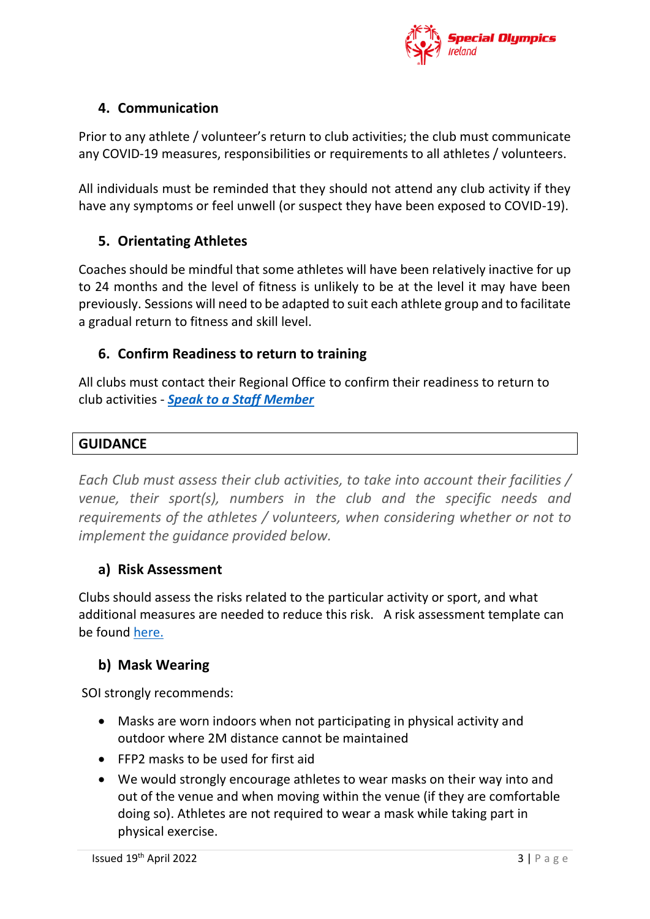## 4. Communication

Prior to any athlete / volunteer's return to club activities; the club must communicate any COVID-19 measures, responsibilities or requirements to all athletes / volunteers.

All individuals must be reminded that they should not attend any club activity if they have any symptoms or feel unwell (or suspect they have been exposed to COVID-19).

## 5. Orientating Athletes

Coaches should be mindful that some athletes will have been relatively inactive for up to 24 months and the level of fitness is unlikely to be at the level it may have been previously. Sessions will need to be adapted to suit each athlete group and to facilitate a gradual return to fitness and skill level.

## 6. Confirm Readiness to return to training

All clubs must contact their Regional Office to confirm their readiness to return to club activities - ***Speak to a Staff Member***

## GUIDANCE

*Each Club must assess their club activities, to take into account their facilities / venue, their sport(s), numbers in the club and the specific needs and requirements of the athletes / volunteers, when considering whether or not to implement the guidance provided below.*

### a) Risk Assessment

Clubs should assess the risks related to the particular activity or sport, and what additional measures are needed to reduce this risk. A risk assessment template can be found here.

### b) Mask Wearing

SOI strongly recommends:

- Masks are worn indoors when not participating in physical activity and outdoor where 2M distance cannot be maintained
- FFP2 masks to be used for first aid
- We would strongly encourage athletes to wear masks on their way into and out of the venue and when moving within the venue (if they are comfortable doing so). Athletes are not required to wear a mask while taking part in physical exercise.

Issued 19th April 2022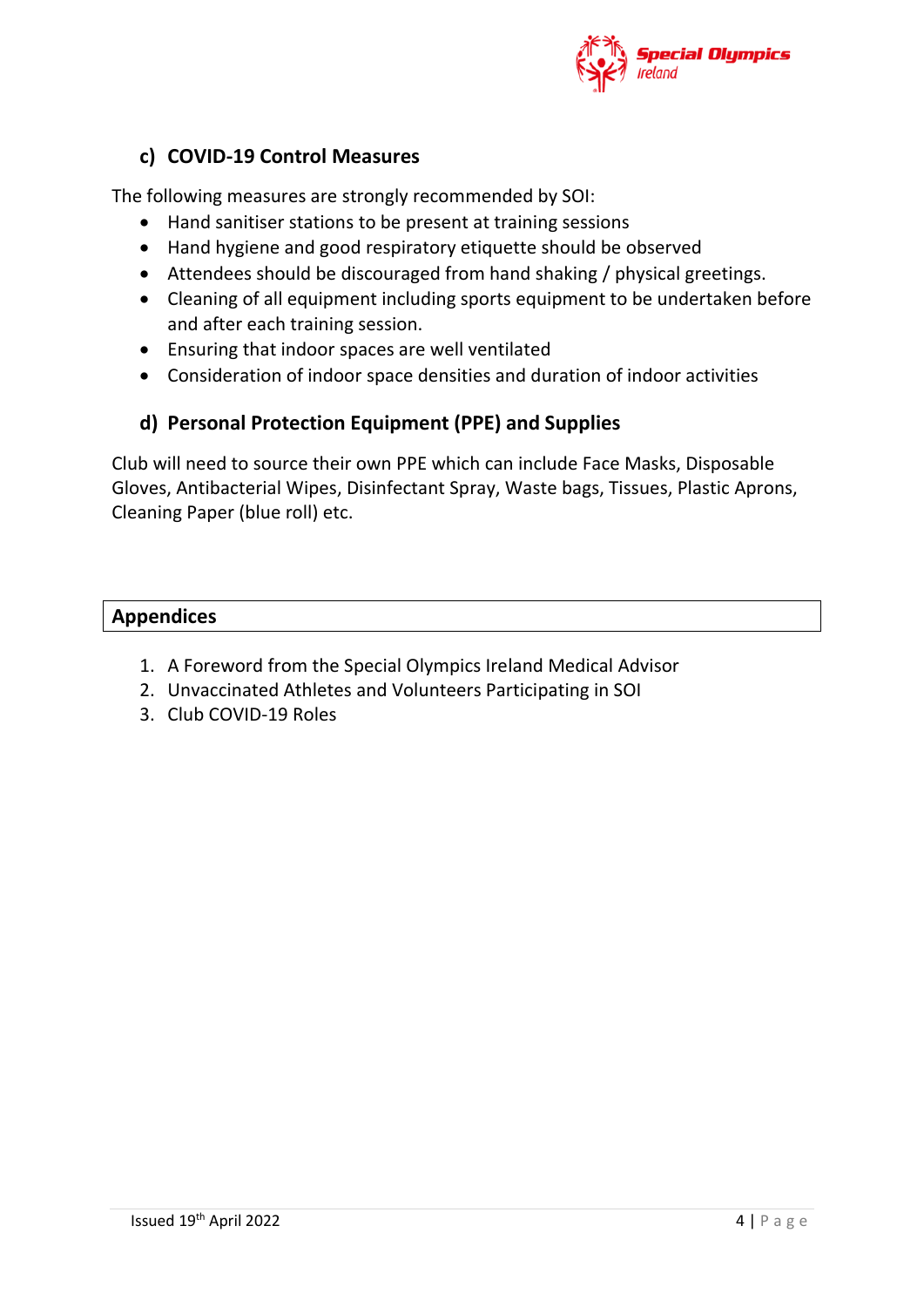### c) COVID-19 Control Measures

The following measures are strongly recommended by SOI:

- Hand sanitiser stations to be present at training sessions
- Hand hygiene and good respiratory etiquette should be observed
- Attendees should be discouraged from hand shaking / physical greetings.
- Cleaning of all equipment including sports equipment to be undertaken before and after each training session.
- Ensuring that indoor spaces are well ventilated
- Consideration of indoor space densities and duration of indoor activities

### d) Personal Protection Equipment (PPE) and Supplies

Club will need to source their own PPE which can include Face Masks, Disposable Gloves, Antibacterial Wipes, Disinfectant Spray, Waste bags, Tissues, Plastic Aprons, Cleaning Paper (blue roll) etc.

## Appendices

1. A Foreword from the Special Olympics Ireland Medical Advisor
2. Unvaccinated Athletes and Volunteers Participating in SOI
3. Club COVID-19 Roles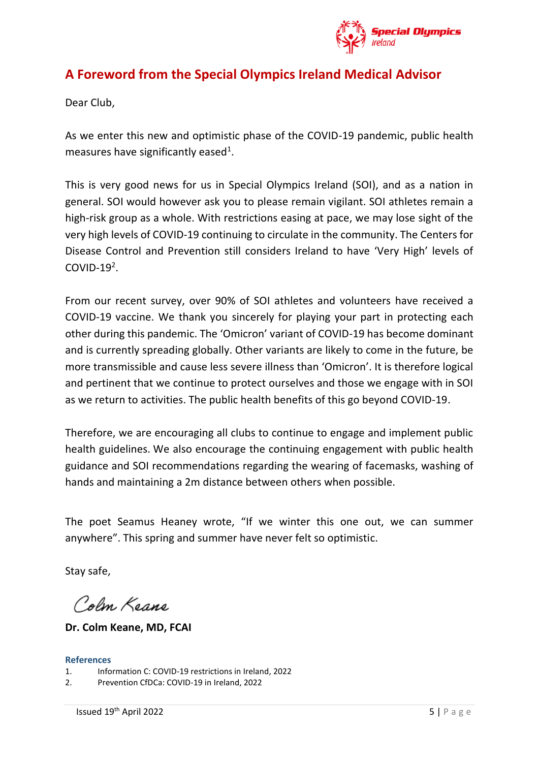## A Foreword from the Special Olympics Ireland Medical Advisor

Dear Club,

As we enter this new and optimistic phase of the COVID-19 pandemic, public health measures have significantly eased[1].

This is very good news for us in Special Olympics Ireland (SOI), and as a nation in general. SOI would however ask you to please remain vigilant. SOI athletes remain a high-risk group as a whole. With restrictions easing at pace, we may lose sight of the very high levels of COVID-19 continuing to circulate in the community. The Centers for Disease Control and Prevention still considers Ireland to have 'Very High' levels of COVID-19[2].

From our recent survey, over 90% of SOI athletes and volunteers have received a COVID-19 vaccine. We thank you sincerely for playing your part in protecting each other during this pandemic. The 'Omicron' variant of COVID-19 has become dominant and is currently spreading globally. Other variants are likely to come in the future, be more transmissible and cause less severe illness than 'Omicron'. It is therefore logical and pertinent that we continue to protect ourselves and those we engage with in SOI as we return to activities. The public health benefits of this go beyond COVID-19.

Therefore, we are encouraging all clubs to continue to engage and implement public health guidelines. We also encourage the continuing engagement with public health guidance and SOI recommendations regarding the wearing of facemasks, washing of hands and maintaining a 2m distance between others when possible.

The poet Seamus Heaney wrote, "If we winter this one out, we can summer anywhere". This spring and summer have never felt so optimistic.

Stay safe,

Colm Keane

**Dr. Colm Keane, MD, FCAI**

### References

1. Information C: COVID-19 restrictions in Ireland, 2022
2. Prevention CfDCa: COVID-19 in Ireland, 2022

Issued 19th April 2022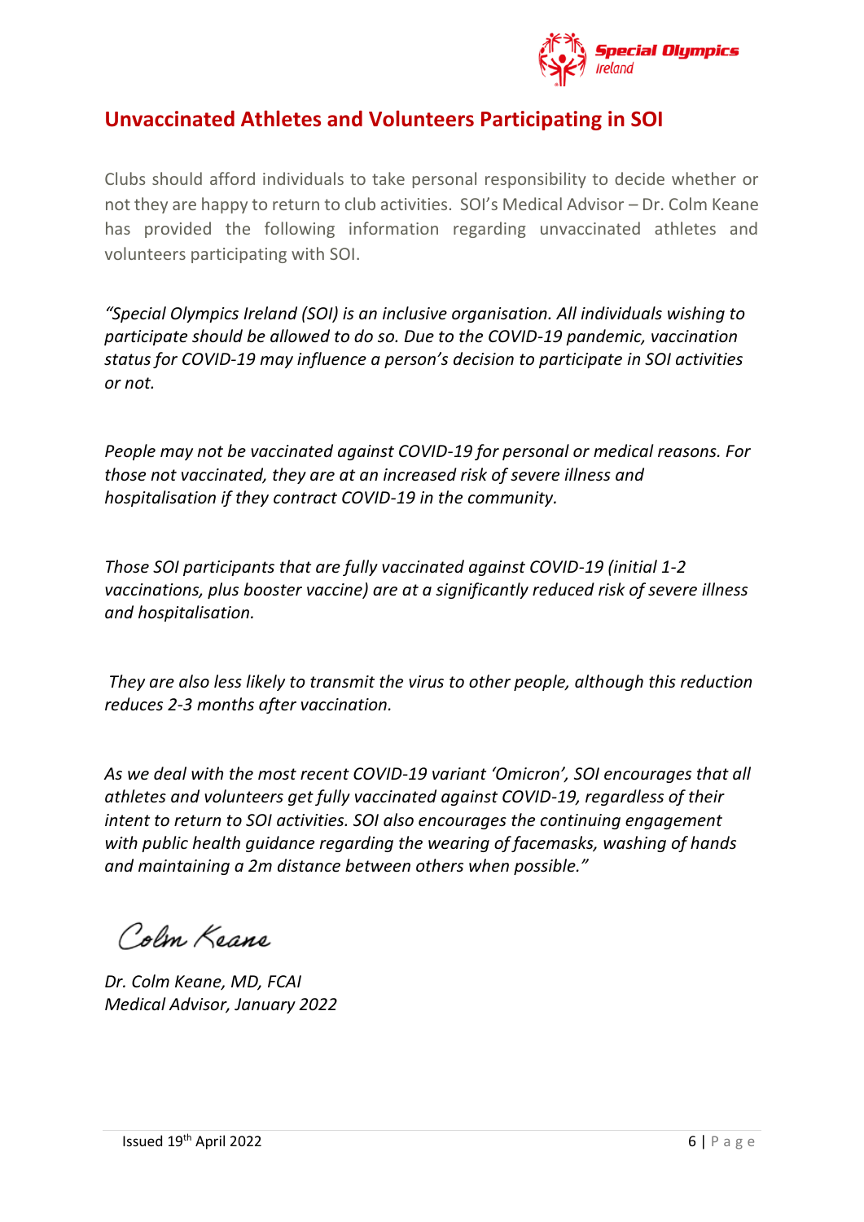## Unvaccinated Athletes and Volunteers Participating in SOI

Clubs should afford individuals to take personal responsibility to decide whether or not they are happy to return to club activities. SOI's Medical Advisor – Dr. Colm Keane has provided the following information regarding unvaccinated athletes and volunteers participating with SOI.

*"Special Olympics Ireland (SOI) is an inclusive organisation. All individuals wishing to participate should be allowed to do so. Due to the COVID-19 pandemic, vaccination status for COVID-19 may influence a person's decision to participate in SOI activities or not.*

*People may not be vaccinated against COVID-19 for personal or medical reasons. For those not vaccinated, they are at an increased risk of severe illness and hospitalisation if they contract COVID-19 in the community.*

*Those SOI participants that are fully vaccinated against COVID-19 (initial 1-2 vaccinations, plus booster vaccine) are at a significantly reduced risk of severe illness and hospitalisation.*

*They are also less likely to transmit the virus to other people, although this reduction reduces 2-3 months after vaccination.*

*As we deal with the most recent COVID-19 variant 'Omicron', SOI encourages that all athletes and volunteers get fully vaccinated against COVID-19, regardless of their intent to return to SOI activities. SOI also encourages the continuing engagement with public health guidance regarding the wearing of facemasks, washing of hands and maintaining a 2m distance between others when possible."*

Colm Keane

*Dr. Colm Keane, MD, FCAI*
*Medical Advisor, January 2022*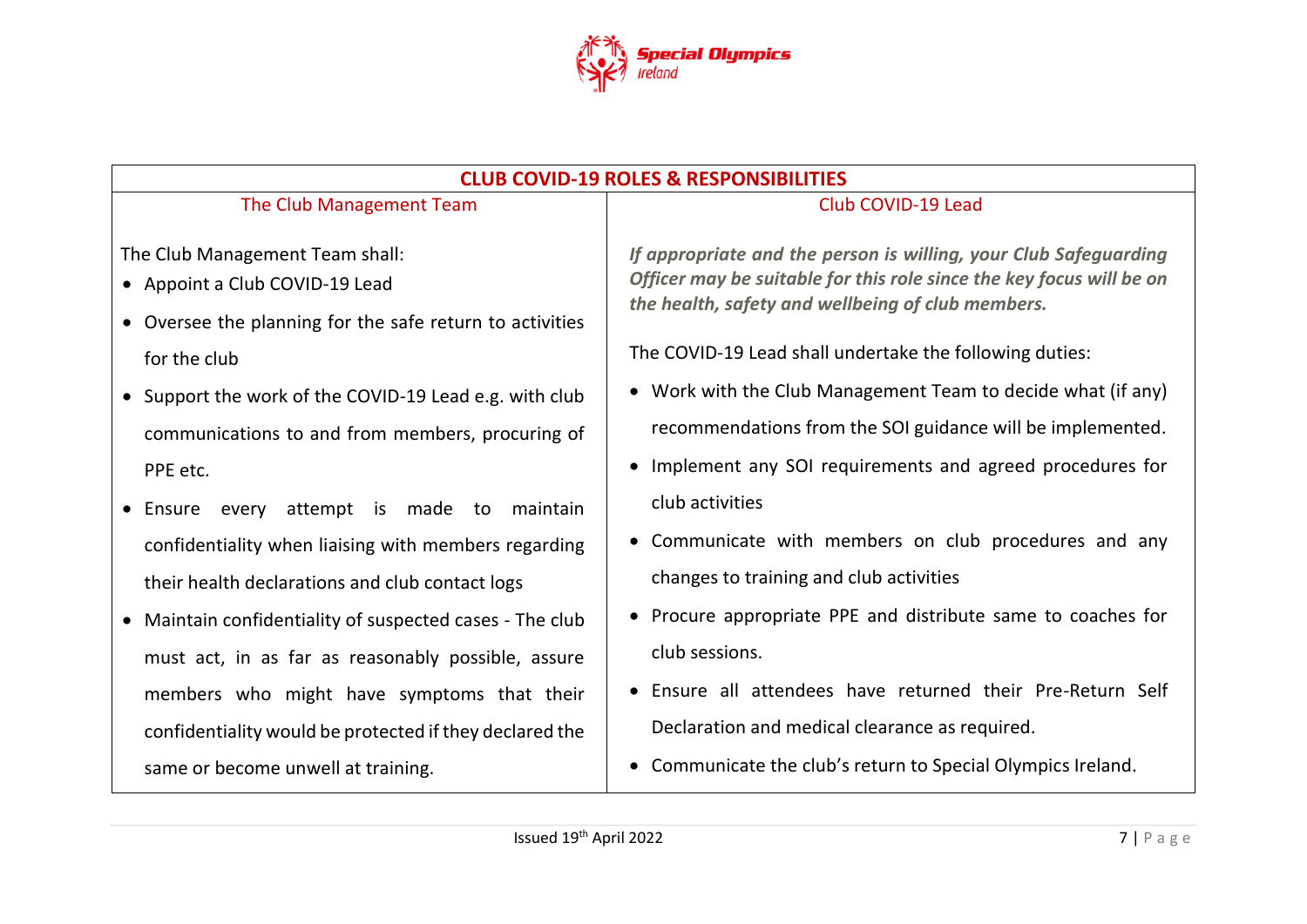## CLUB COVID-19 ROLES & RESPONSIBILITIES

### The Club Management Team

The Club Management Team shall:

- Appoint a Club COVID-19 Lead
- Oversee the planning for the safe return to activities for the club
- Support the work of the COVID-19 Lead e.g. with club communications to and from members, procuring of PPE etc.
- Ensure every attempt is made to maintain confidentiality when liaising with members regarding their health declarations and club contact logs
- Maintain confidentiality of suspected cases - The club must act, in as far as reasonably possible, assure members who might have symptoms that their confidentiality would be protected if they declared the same or become unwell at training.

### Club COVID-19 Lead

***If appropriate and the person is willing, your Club Safeguarding Officer may be suitable for this role since the key focus will be on the health, safety and wellbeing of club members.***

The COVID-19 Lead shall undertake the following duties:

- Work with the Club Management Team to decide what (if any) recommendations from the SOI guidance will be implemented.
- Implement any SOI requirements and agreed procedures for club activities
- Communicate with members on club procedures and any changes to training and club activities
- Procure appropriate PPE and distribute same to coaches for club sessions.
- Ensure all attendees have returned their Pre-Return Self Declaration and medical clearance as required.
- Communicate the club's return to Special Olympics Ireland.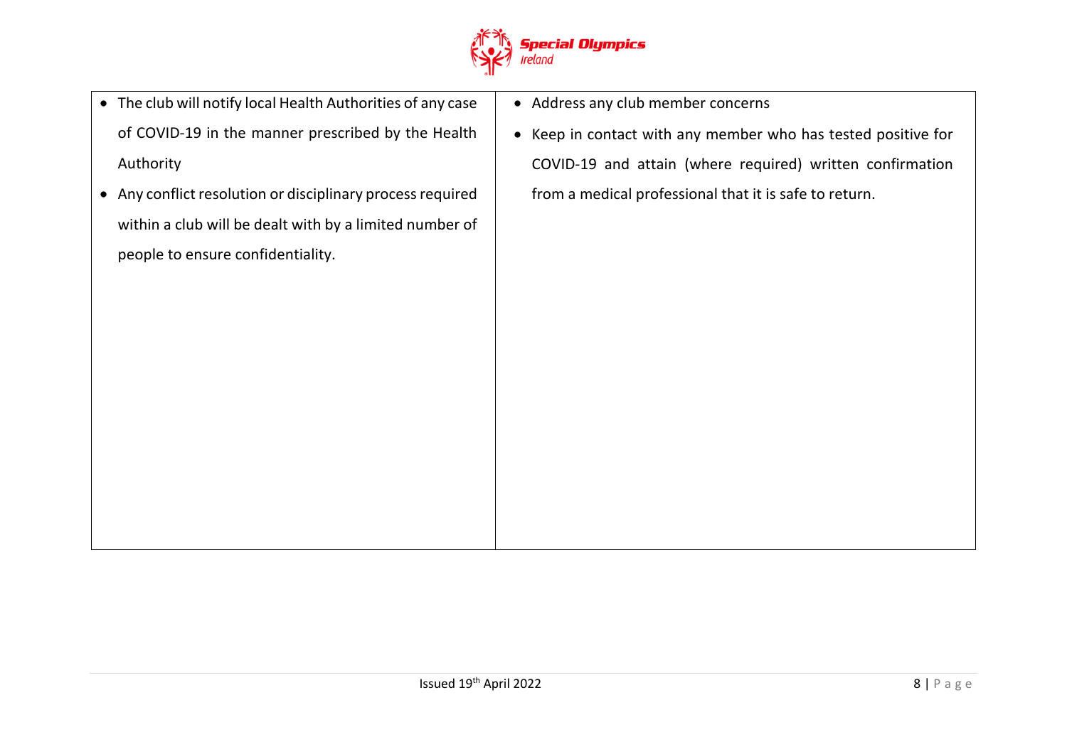| | |
|---|---|
| • The club will notify local Health Authorities of any case of COVID-19 in the manner prescribed by the Health Authority<br>• Any conflict resolution or disciplinary process required within a club will be dealt with by a limited number of people to ensure confidentiality. | • Address any club member concerns<br>• Keep in contact with any member who has tested positive for COVID-19 and attain (where required) written confirmation from a medical professional that it is safe to return. |